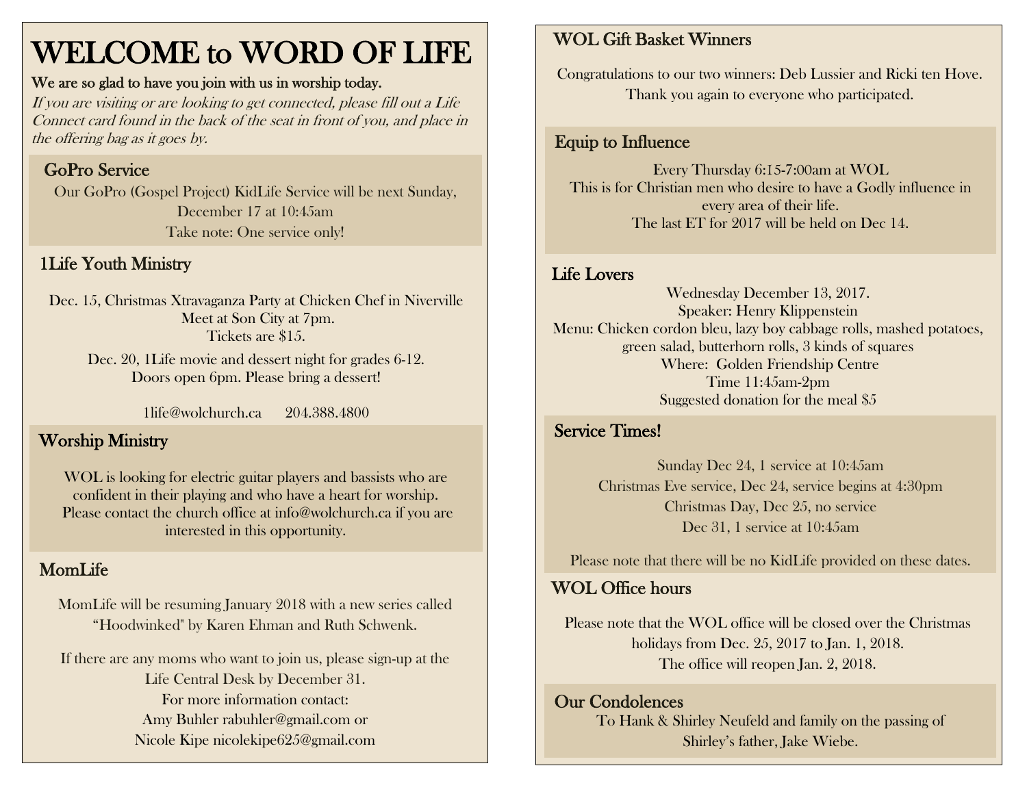# WELCOME to WORD OF LIFE

**We are so glad to have you join with us in worship today.**

*If you are visiting or are looking to get connected, please fill out a Life Connect card found in the back of the seat in front of you, and place in the offering bag as it goes by.*

## GoPro Service

Our GoPro (Gospel Project) KidLife Service will be next Sunday, December 17 at 10:45am

Take note: One service only!

## 1Life Youth Ministry

Dec. 15, Christmas Xtravaganza Party at Chicken Chef in Niverville
Meet at Son City at 7pm.
Tickets are $15.

Dec. 20, 1Life movie and dessert night for grades 6-12.
Doors open 6pm. Please bring a dessert!

1life@wolchurch.ca 204.388.4800

## Worship Ministry

WOL is looking for electric guitar players and bassists who are confident in their playing and who have a heart for worship. Please contact the church office at info@wolchurch.ca if you are interested in this opportunity.

## MomLife

MomLife will be resuming January 2018 with a new series called "Hoodwinked" by Karen Ehman and Ruth Schwenk.

If there are any moms who want to join us, please sign-up at the Life Central Desk by December 31.
For more information contact:
Amy Buhler rabuhler@gmail.com or
Nicole Kipe nicolekipe625@gmail.com

## WOL Gift Basket Winners

Congratulations to our two winners: Deb Lussier and Ricki ten Hove. Thank you again to everyone who participated.

## Equip to Influence

Every Thursday 6:15-7:00am at WOL
This is for Christian men who desire to have a Godly influence in every area of their life.
The last ET for 2017 will be held on Dec 14.

## Life Lovers

Wednesday December 13, 2017.
Speaker: Henry Klippenstein
Menu: Chicken cordon bleu, lazy boy cabbage rolls, mashed potatoes, green salad, butterhorn rolls, 3 kinds of squares
Where: Golden Friendship Centre
Time 11:45am-2pm
Suggested donation for the meal $5

## Service Times!

Sunday Dec 24, 1 service at 10:45am
Christmas Eve service, Dec 24, service begins at 4:30pm
Christmas Day, Dec 25, no service
Dec 31, 1 service at 10:45am

Please note that there will be no KidLife provided on these dates.

## WOL Office hours

Please note that the WOL office will be closed over the Christmas holidays from Dec. 25, 2017 to Jan. 1, 2018.
The office will reopen Jan. 2, 2018.

## Our Condolences

To Hank & Shirley Neufeld and family on the passing of Shirley's father, Jake Wiebe.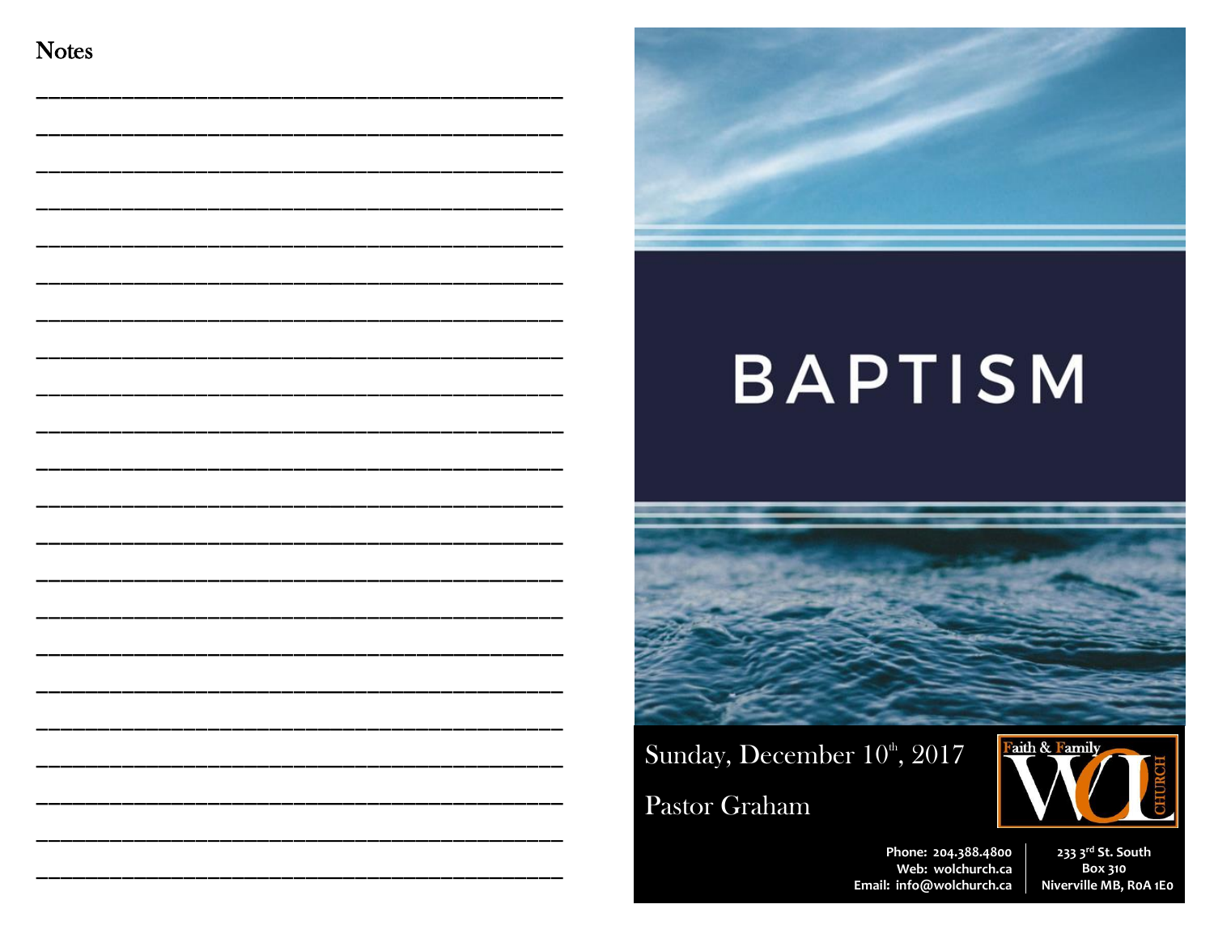## Notes

______________________________________________

______________________________________________

______________________________________________

______________________________________________

______________________________________________

______________________________________________

______________________________________________

______________________________________________

______________________________________________

______________________________________________

______________________________________________

______________________________________________

______________________________________________

______________________________________________

______________________________________________

______________________________________________

______________________________________________

______________________________________________

______________________________________________

______________________________________________

______________________________________________

______________________________________________

# BAPTISM

Sunday, December 10th, 2017

Pastor Graham

Faith & Family WOL CHURCH

Phone: 204.388.4800
Web: wolchurch.ca
Email: info@wolchurch.ca

233 3rd St. South
Box 310
Niverville MB, R0A 1E0